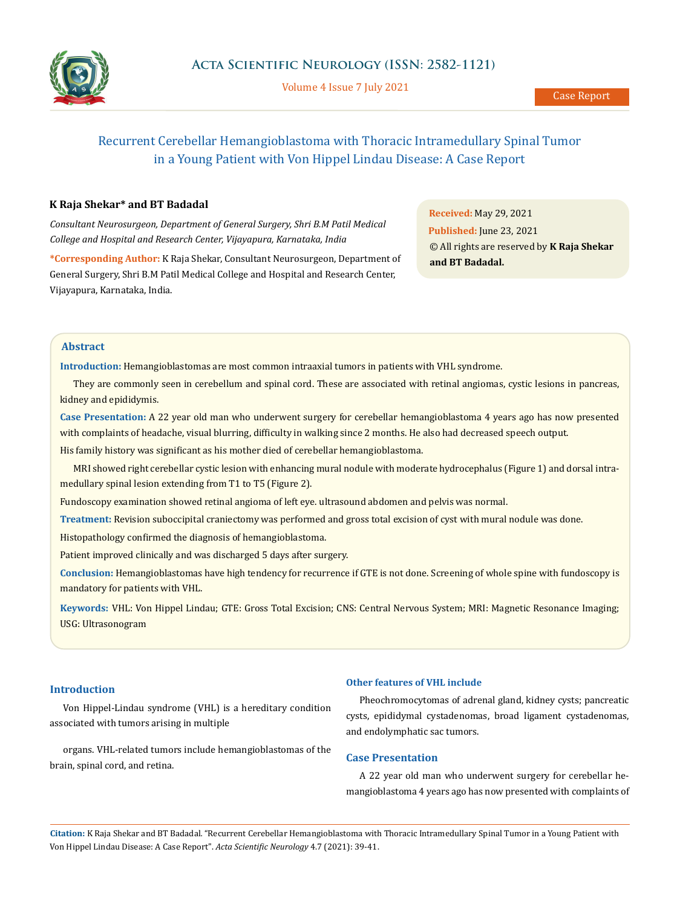# Recurrent Cerebellar Hemangioblastoma with Thoracic Intramedullary Spinal Tumor in a Young Patient with Von Hippel Lindau Disease: A Case Report

**K Raja Shekar\* and BT Badadal**

*Consultant Neurosurgeon, Department of General Surgery, Shri B.M Patil Medical College and Hospital and Research Center, Vijayapura, Karnataka, India*

**\*Corresponding Author:** K Raja Shekar, Consultant Neurosurgeon, Department of General Surgery, Shri B.M Patil Medical College and Hospital and Research Center, Vijayapura, Karnataka, India.

**Received:** May 29, 2021
**Published:** June 23, 2021
© All rights are reserved by **K Raja Shekar and BT Badadal.**

## Abstract

**Introduction:** Hemangioblastomas are most common intraaxial tumors in patients with VHL syndrome.

They are commonly seen in cerebellum and spinal cord. These are associated with retinal angiomas, cystic lesions in pancreas, kidney and epididymis.

**Case Presentation:** A 22 year old man who underwent surgery for cerebellar hemangioblastoma 4 years ago has now presented with complaints of headache, visual blurring, difficulty in walking since 2 months. He also had decreased speech output.

His family history was significant as his mother died of cerebellar hemangioblastoma.

MRI showed right cerebellar cystic lesion with enhancing mural nodule with moderate hydrocephalus (Figure 1) and dorsal intramedullary spinal lesion extending from T1 to T5 (Figure 2).

Fundoscopy examination showed retinal angioma of left eye. ultrasound abdomen and pelvis was normal.

**Treatment:** Revision suboccipital craniectomy was performed and gross total excision of cyst with mural nodule was done.

Histopathology confirmed the diagnosis of hemangioblastoma.

Patient improved clinically and was discharged 5 days after surgery.

**Conclusion:** Hemangioblastomas have high tendency for recurrence if GTE is not done. Screening of whole spine with fundoscopy is mandatory for patients with VHL.

**Keywords:** VHL: Von Hippel Lindau; GTE: Gross Total Excision; CNS: Central Nervous System; MRI: Magnetic Resonance Imaging; USG: Ultrasonogram

## Introduction

Von Hippel-Lindau syndrome (VHL) is a hereditary condition associated with tumors arising in multiple

organs. VHL-related tumors include hemangioblastomas of the brain, spinal cord, and retina.

### Other features of VHL include

Pheochromocytomas of adrenal gland, kidney cysts; pancreatic cysts, epididymal cystadenomas, broad ligament cystadenomas, and endolymphatic sac tumors.

## Case Presentation

A 22 year old man who underwent surgery for cerebellar hemangioblastoma 4 years ago has now presented with complaints of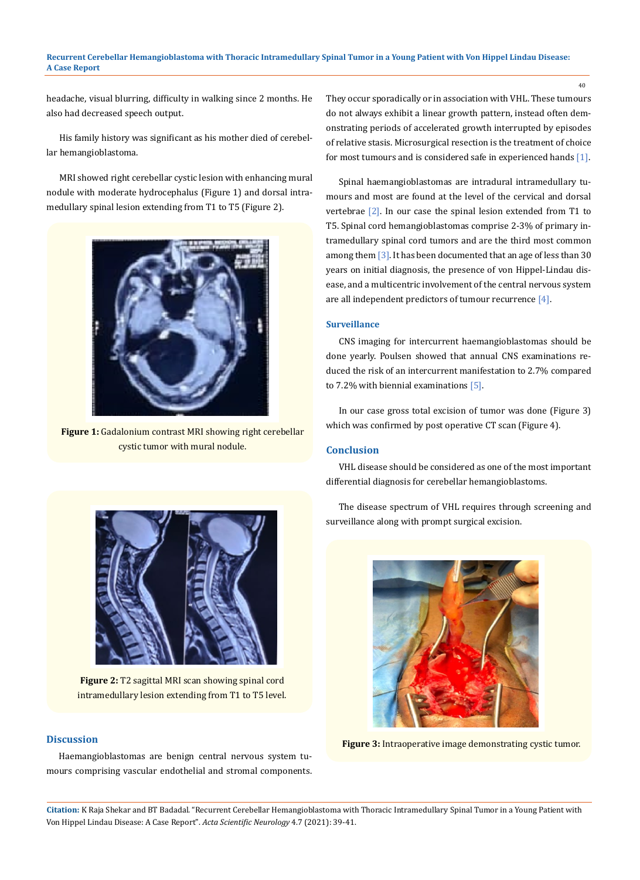headache, visual blurring, difficulty in walking since 2 months. He also had decreased speech output.

His family history was significant as his mother died of cerebellar hemangioblastoma.

MRI showed right cerebellar cystic lesion with enhancing mural nodule with moderate hydrocephalus (Figure 1) and dorsal intramedullary spinal lesion extending from T1 to T5 (Figure 2).

**Figure 1:** Gadalonium contrast MRI showing right cerebellar cystic tumor with mural nodule.

**Figure 2:** T2 sagittal MRI scan showing spinal cord intramedullary lesion extending from T1 to T5 level.

## Discussion

Haemangioblastomas are benign central nervous system tumours comprising vascular endothelial and stromal components. They occur sporadically or in association with VHL. These tumours do not always exhibit a linear growth pattern, instead often demonstrating periods of accelerated growth interrupted by episodes of relative stasis. Microsurgical resection is the treatment of choice for most tumours and is considered safe in experienced hands [1].

Spinal haemangioblastomas are intradural intramedullary tumours and most are found at the level of the cervical and dorsal vertebrae [2]. In our case the spinal lesion extended from T1 to T5. Spinal cord hemangioblastomas comprise 2-3% of primary intramedullary spinal cord tumors and are the third most common among them [3]. It has been documented that an age of less than 30 years on initial diagnosis, the presence of von Hippel-Lindau disease, and a multicentric involvement of the central nervous system are all independent predictors of tumour recurrence [4].

### Surveillance

CNS imaging for intercurrent haemangioblastomas should be done yearly. Poulsen showed that annual CNS examinations reduced the risk of an intercurrent manifestation to 2.7% compared to 7.2% with biennial examinations [5].

In our case gross total excision of tumor was done (Figure 3) which was confirmed by post operative CT scan (Figure 4).

## Conclusion

VHL disease should be considered as one of the most important differential diagnosis for cerebellar hemangioblastoms.

The disease spectrum of VHL requires through screening and surveillance along with prompt surgical excision.

**Figure 3:** Intraoperative image demonstrating cystic tumor.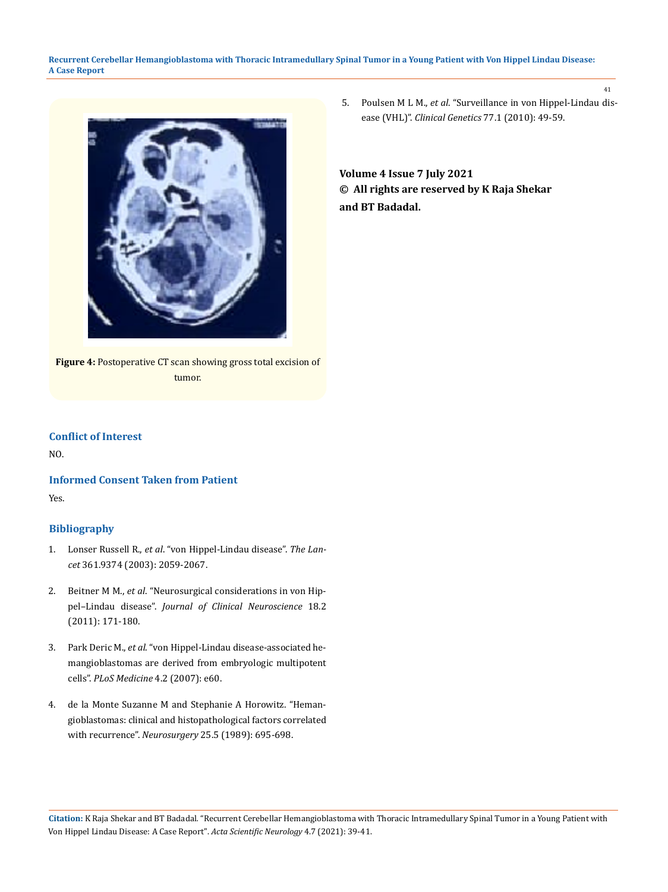Figure 4: Postoperative CT scan showing gross total excision of tumor.

## Conflict of Interest

NO.

## Informed Consent Taken from Patient

Yes.

## Bibliography

1. Lonser Russell R., *et al*. "von Hippel-Lindau disease". *The Lancet* 361.9374 (2003): 2059-2067.
2. Beitner M M., *et al*. "Neurosurgical considerations in von Hippel–Lindau disease". *Journal of Clinical Neuroscience* 18.2 (2011): 171-180.
3. Park Deric M., *et al*. "von Hippel-Lindau disease-associated hemangioblastomas are derived from embryologic multipotent cells". *PLoS Medicine* 4.2 (2007): e60.
4. de la Monte Suzanne M and Stephanie A Horowitz. "Hemangioblastomas: clinical and histopathological factors correlated with recurrence". *Neurosurgery* 25.5 (1989): 695-698.
5. Poulsen M L M., *et al*. "Surveillance in von Hippel-Lindau disease (VHL)". *Clinical Genetics* 77.1 (2010): 49-59.

**Volume 4 Issue 7 July 2021**
**© All rights are reserved by K Raja Shekar and BT Badadal.**